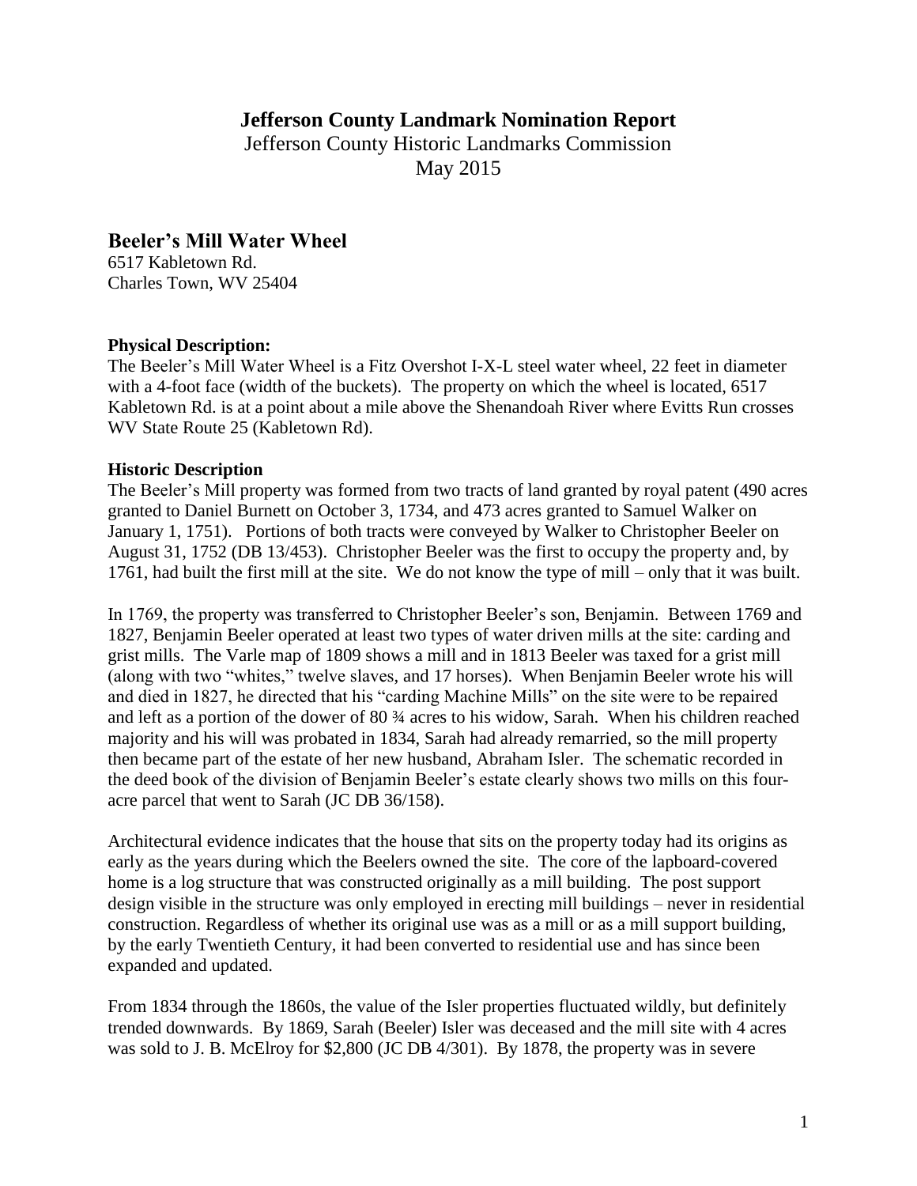# Jefferson County Landmark Nomination Report

Jefferson County Historic Landmarks Commission
May 2015

## Beeler's Mill Water Wheel

6517 Kabletown Rd.
Charles Town, WV 25404

**Physical Description:**

The Beeler's Mill Water Wheel is a Fitz Overshot I-X-L steel water wheel, 22 feet in diameter with a 4-foot face (width of the buckets). The property on which the wheel is located, 6517 Kabletown Rd. is at a point about a mile above the Shenandoah River where Evitts Run crosses WV State Route 25 (Kabletown Rd).

**Historic Description**

The Beeler's Mill property was formed from two tracts of land granted by royal patent (490 acres granted to Daniel Burnett on October 3, 1734, and 473 acres granted to Samuel Walker on January 1, 1751). Portions of both tracts were conveyed by Walker to Christopher Beeler on August 31, 1752 (DB 13/453). Christopher Beeler was the first to occupy the property and, by 1761, had built the first mill at the site. We do not know the type of mill – only that it was built.

In 1769, the property was transferred to Christopher Beeler's son, Benjamin. Between 1769 and 1827, Benjamin Beeler operated at least two types of water driven mills at the site: carding and grist mills. The Varle map of 1809 shows a mill and in 1813 Beeler was taxed for a grist mill (along with two "whites," twelve slaves, and 17 horses). When Benjamin Beeler wrote his will and died in 1827, he directed that his "carding Machine Mills" on the site were to be repaired and left as a portion of the dower of 80 ¾ acres to his widow, Sarah. When his children reached majority and his will was probated in 1834, Sarah had already remarried, so the mill property then became part of the estate of her new husband, Abraham Isler. The schematic recorded in the deed book of the division of Benjamin Beeler's estate clearly shows two mills on this four-acre parcel that went to Sarah (JC DB 36/158).

Architectural evidence indicates that the house that sits on the property today had its origins as early as the years during which the Beelers owned the site. The core of the lapboard-covered home is a log structure that was constructed originally as a mill building. The post support design visible in the structure was only employed in erecting mill buildings – never in residential construction. Regardless of whether its original use was as a mill or as a mill support building, by the early Twentieth Century, it had been converted to residential use and has since been expanded and updated.

From 1834 through the 1860s, the value of the Isler properties fluctuated wildly, but definitely trended downwards. By 1869, Sarah (Beeler) Isler was deceased and the mill site with 4 acres was sold to J. B. McElroy for $2,800 (JC DB 4/301). By 1878, the property was in severe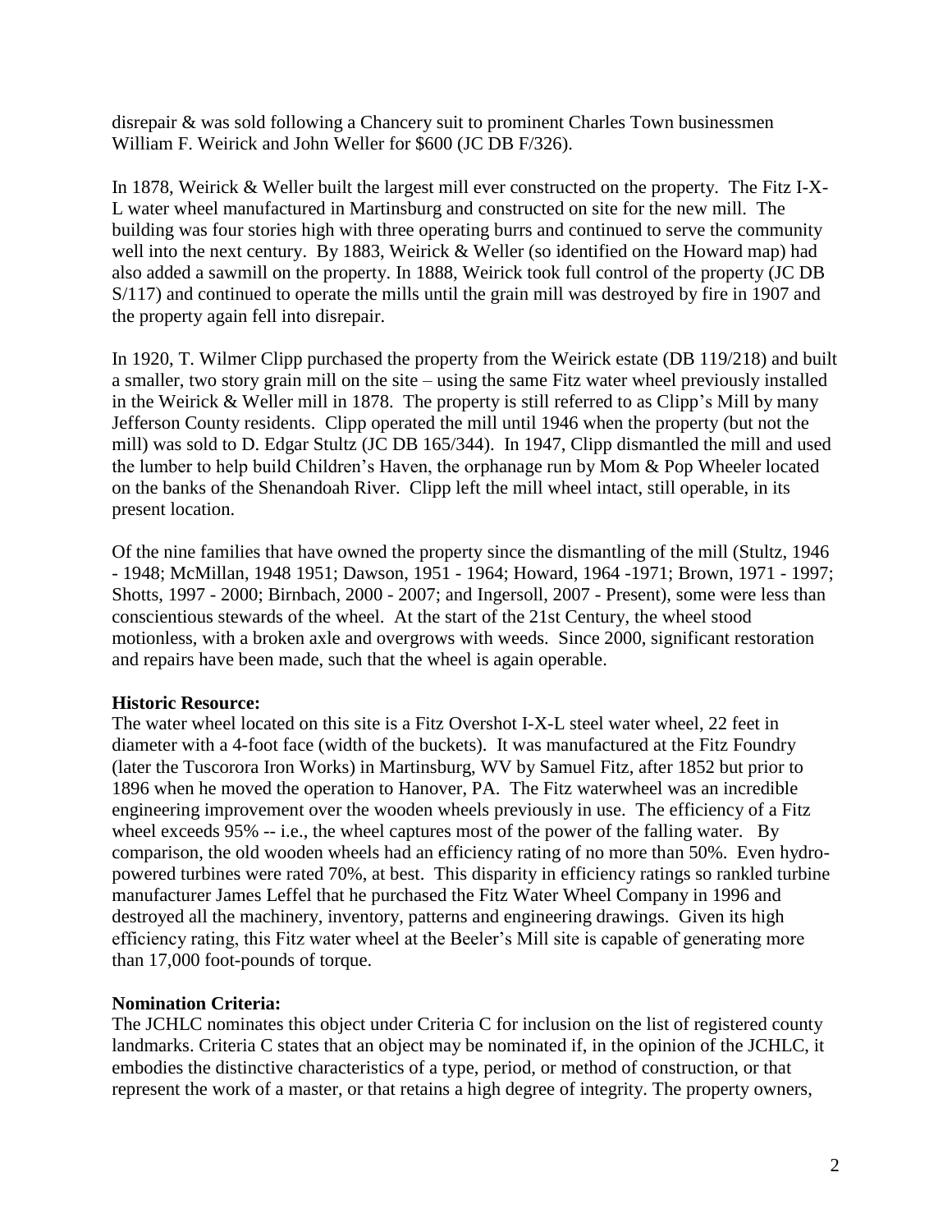disrepair & was sold following a Chancery suit to prominent Charles Town businessmen William F. Weirick and John Weller for $600 (JC DB F/326).

In 1878, Weirick & Weller built the largest mill ever constructed on the property. The Fitz I-X-L water wheel manufactured in Martinsburg and constructed on site for the new mill. The building was four stories high with three operating burrs and continued to serve the community well into the next century. By 1883, Weirick & Weller (so identified on the Howard map) had also added a sawmill on the property. In 1888, Weirick took full control of the property (JC DB S/117) and continued to operate the mills until the grain mill was destroyed by fire in 1907 and the property again fell into disrepair.

In 1920, T. Wilmer Clipp purchased the property from the Weirick estate (DB 119/218) and built a smaller, two story grain mill on the site – using the same Fitz water wheel previously installed in the Weirick & Weller mill in 1878. The property is still referred to as Clipp's Mill by many Jefferson County residents. Clipp operated the mill until 1946 when the property (but not the mill) was sold to D. Edgar Stultz (JC DB 165/344). In 1947, Clipp dismantled the mill and used the lumber to help build Children's Haven, the orphanage run by Mom & Pop Wheeler located on the banks of the Shenandoah River. Clipp left the mill wheel intact, still operable, in its present location.

Of the nine families that have owned the property since the dismantling of the mill (Stultz, 1946 - 1948; McMillan, 1948 1951; Dawson, 1951 - 1964; Howard, 1964 -1971; Brown, 1971 - 1997; Shotts, 1997 - 2000; Birnbach, 2000 - 2007; and Ingersoll, 2007 - Present), some were less than conscientious stewards of the wheel. At the start of the 21st Century, the wheel stood motionless, with a broken axle and overgrows with weeds. Since 2000, significant restoration and repairs have been made, such that the wheel is again operable.

**Historic Resource:**
The water wheel located on this site is a Fitz Overshot I-X-L steel water wheel, 22 feet in diameter with a 4-foot face (width of the buckets). It was manufactured at the Fitz Foundry (later the Tuscorora Iron Works) in Martinsburg, WV by Samuel Fitz, after 1852 but prior to 1896 when he moved the operation to Hanover, PA. The Fitz waterwheel was an incredible engineering improvement over the wooden wheels previously in use. The efficiency of a Fitz wheel exceeds 95% -- i.e., the wheel captures most of the power of the falling water. By comparison, the old wooden wheels had an efficiency rating of no more than 50%. Even hydro-powered turbines were rated 70%, at best. This disparity in efficiency ratings so rankled turbine manufacturer James Leffel that he purchased the Fitz Water Wheel Company in 1996 and destroyed all the machinery, inventory, patterns and engineering drawings. Given its high efficiency rating, this Fitz water wheel at the Beeler's Mill site is capable of generating more than 17,000 foot-pounds of torque.

**Nomination Criteria:**
The JCHLC nominates this object under Criteria C for inclusion on the list of registered county landmarks. Criteria C states that an object may be nominated if, in the opinion of the JCHLC, it embodies the distinctive characteristics of a type, period, or method of construction, or that represent the work of a master, or that retains a high degree of integrity. The property owners,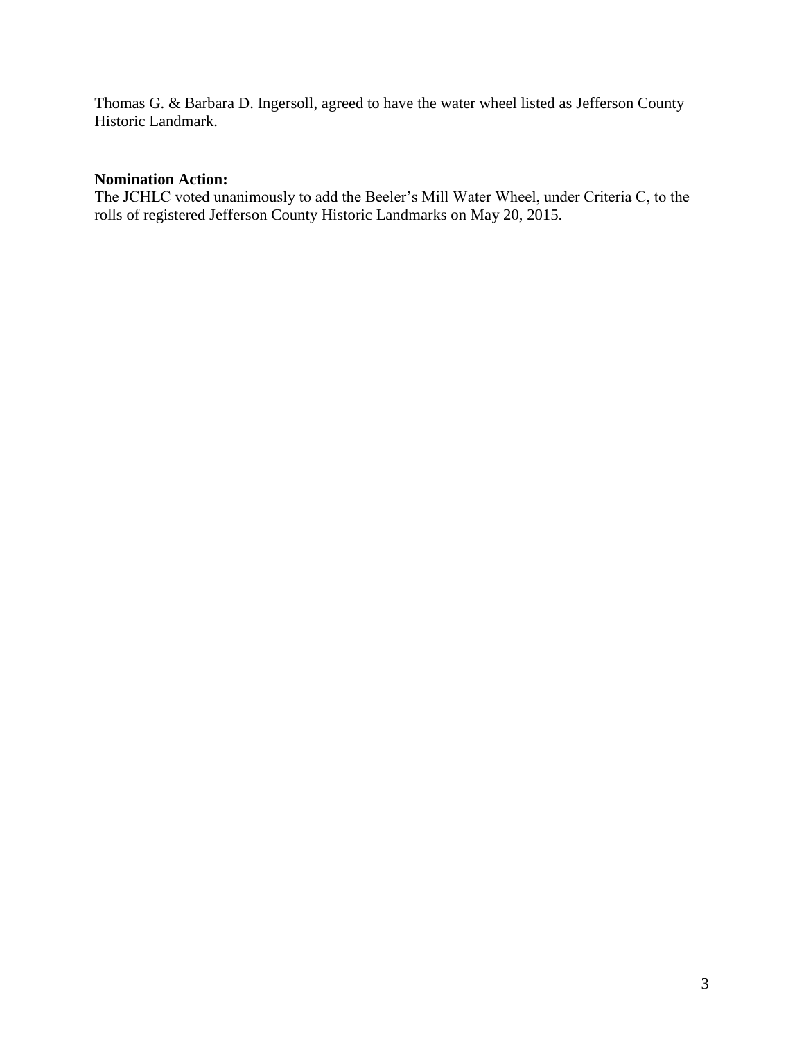Thomas G. & Barbara D. Ingersoll, agreed to have the water wheel listed as Jefferson County Historic Landmark.

**Nomination Action:**
The JCHLC voted unanimously to add the Beeler's Mill Water Wheel, under Criteria C, to the rolls of registered Jefferson County Historic Landmarks on May 20, 2015.